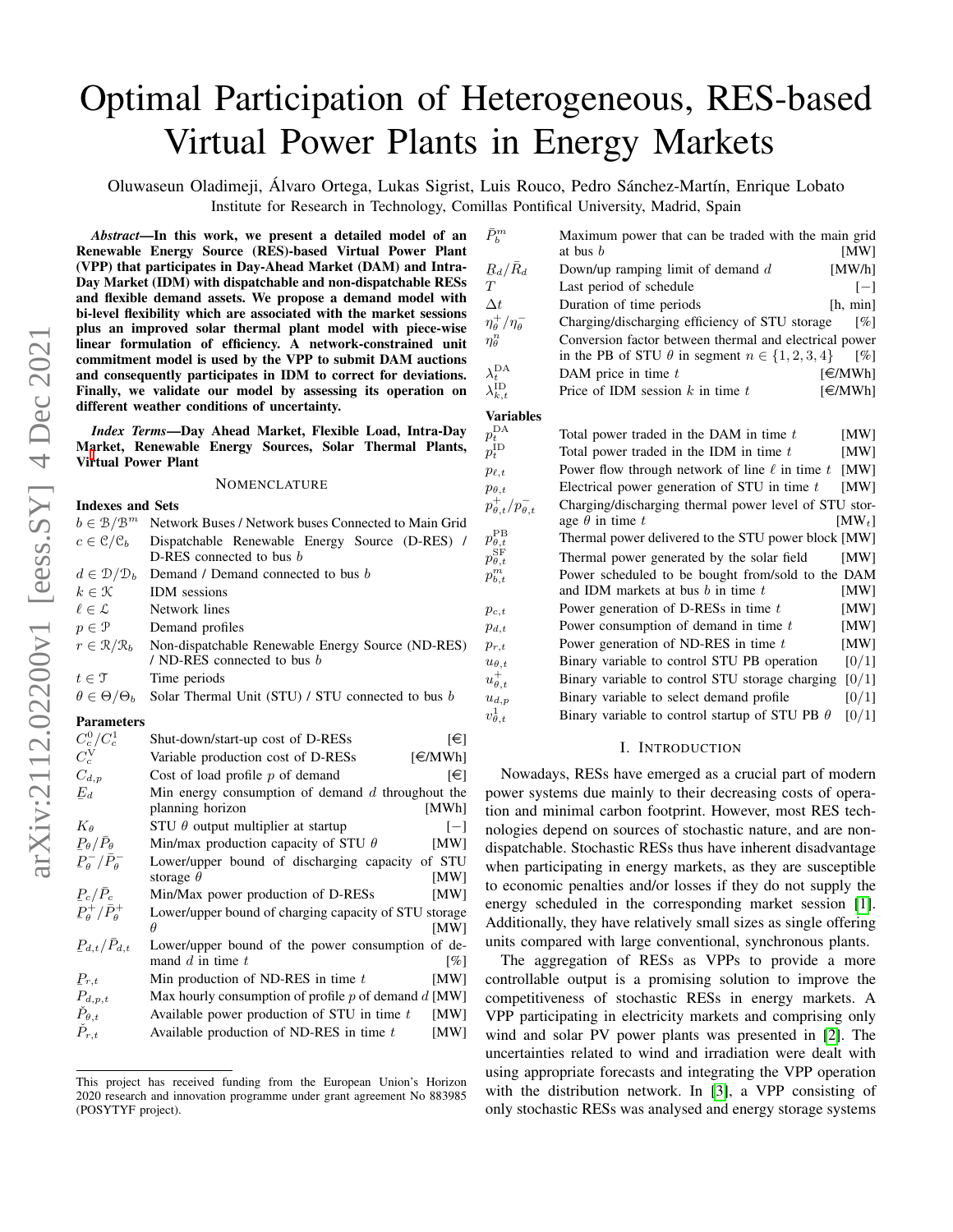# Optimal Participation of Heterogeneous, RES-based Virtual Power Plants in Energy Markets

Oluwaseun Oladimeji, Álvaro Ortega, Lukas Sigrist, Luis Rouco, Pedro Sánchez-Martín, Enrique Lobato
Institute for Research in Technology, Comillas Pontifical University, Madrid, Spain

***Abstract*—In this work, we present a detailed model of an Renewable Energy Source (RES)-based Virtual Power Plant (VPP) that participates in Day-Ahead Market (DAM) and Intra-Day Market (IDM) with dispatchable and non-dispatchable RESs and flexible demand assets. We propose a demand model with bi-level flexibility which are associated with the market sessions plus an improved solar thermal plant model with piece-wise linear formulation of efficiency. A network-constrained unit commitment model is used by the VPP to submit DAM auctions and consequently participates in IDM to correct for deviations. Finally, we validate our model by assessing its operation on different weather conditions of uncertainty.**

***Index Terms*—Day Ahead Market, Flexible Load, Intra-Day Market, Renewable Energy Sources, Solar Thermal Plants, Virtual Power Plant**

## NOMENCLATURE

### Indexes and Sets

| | |
|---|---|
| $b \in \mathcal{B}/\mathcal{B}^m$ | Network Buses / Network buses Connected to Main Grid |
| $c \in \mathcal{C}/\mathcal{C}_b$ | Dispatchable Renewable Energy Source (D-RES) / D-RES connected to bus $b$ |
| $d \in \mathcal{D}/\mathcal{D}_b$ | Demand / Demand connected to bus $b$ |
| $k \in \mathcal{K}$ | IDM sessions |
| $\ell \in \mathcal{L}$ | Network lines |
| $p \in \mathcal{P}$ | Demand profiles |
| $r \in \mathcal{R}/\mathcal{R}_b$ | Non-dispatchable Renewable Energy Source (ND-RES) / ND-RES connected to bus $b$ |
| $t \in \mathcal{T}$ | Time periods |
| $\theta \in \Theta/\Theta_b$ | Solar Thermal Unit (STU) / STU connected to bus $b$ |

### Parameters

| | | |
|---|---|---|
| $C^0_c/C^1_c$ | Shut-down/start-up cost of D-RESs | [€] |
| $C^{\rm V}_c$ | Variable production cost of D-RESs | [€/MWh] |
| $C_{d,p}$ | Cost of load profile $p$ of demand | [€] |
| $\underline{E}_d$ | Min energy consumption of demand $d$ throughout the planning horizon | [MWh] |
| $K_\theta$ | STU $\theta$ output multiplier at startup | [$-$] |
| $\underline{P}_\theta/\bar{P}_\theta$ | Min/max production capacity of STU $\theta$ | [MW] |
| $\underline{P}^-_\theta/\bar{P}^-_\theta$ | Lower/upper bound of discharging capacity of STU storage $\theta$ | [MW] |
| $\underline{P}_c/\bar{P}_c$ | Min/Max power production of D-RESs | [MW] |
| $\underline{P}^+_\theta/\bar{P}^+_\theta$ | Lower/upper bound of charging capacity of STU storage $\theta$ | [MW] |
| $\underline{P}_{d,t}/\bar{P}_{d,t}$ | Lower/upper bound of the power consumption of demand $d$ in time $t$ | [%] |
| $\underline{P}_{r,t}$ | Min production of ND-RES in time $t$ | [MW] |
| $\bar{P}_{d,p,t}$ | Max hourly consumption of profile $p$ of demand $d$ | [MW] |
| $\check{P}_{\theta,t}$ | Available power production of STU in time $t$ | [MW] |
| $\check{P}_{r,t}$ | Available production of ND-RES in time $t$ | [MW] |
| $\bar{P}^m_b$ | Maximum power that can be traded with the main grid at bus $b$ | [MW] |
| $\underline{R}_d/\bar{R}_d$ | Down/up ramping limit of demand $d$ | [MW/h] |
| $T$ | Last period of schedule | [$-$] |
| $\Delta t$ | Duration of time periods | [h, min] |
| $\eta^+_\theta/\eta^-_\theta$ | Charging/discharging efficiency of STU storage | [%] |
| $\eta^n_\theta$ | Conversion factor between thermal and electrical power in the PB of STU $\theta$ in segment $n \in \{1,2,3,4\}$ | [%] |
| $\lambda^{\rm DA}_t$ | DAM price in time $t$ | [€/MWh] |
| $\lambda^{\rm ID}_{k,t}$ | Price of IDM session $k$ in time $t$ | [€/MWh] |

### Variables

| | | |
|---|---|---|
| $p^{\rm DA}_t$ | Total power traded in the DAM in time $t$ | [MW] |
| $p^{\rm ID}_t$ | Total power traded in the IDM in time $t$ | [MW] |
| $p_{\ell,t}$ | Power flow through network of line $\ell$ in time $t$ | [MW] |
| $p_{\theta,t}$ | Electrical power generation of STU in time $t$ | [MW] |
| $p^+_{\theta,t}/p^-_{\theta,t}$ | Charging/discharging thermal power level of STU storage $\theta$ in time $t$ | [MW$_t$] |
| $p^{\rm PB}_{\theta,t}$ | Thermal power delivered to the STU power block | [MW] |
| $p^{\rm SF}_{\theta,t}$ | Thermal power generated by the solar field | [MW] |
| $p^m_{b,t}$ | Power scheduled to be bought from/sold to the DAM and IDM markets at bus $b$ in time $t$ | [MW] |
| $p_{c,t}$ | Power generation of D-RESs in time $t$ | [MW] |
| $p_{d,t}$ | Power consumption of demand in time $t$ | [MW] |
| $p_{r,t}$ | Power generation of ND-RES in time $t$ | [MW] |
| $u_{\theta,t}$ | Binary variable to control STU PB operation | [0/1] |
| $u^+_{\theta,t}$ | Binary variable to control STU storage charging | [0/1] |
| $u_{d,p}$ | Binary variable to select demand profile | [0/1] |
| $v^1_{\theta,t}$ | Binary variable to control startup of STU PB $\theta$ | [0/1] |

## I. INTRODUCTION

Nowadays, RESs have emerged as a crucial part of modern power systems due mainly to their decreasing costs of operation and minimal carbon footprint. However, most RES technologies depend on sources of stochastic nature, and are non-dispatchable. Stochastic RESs thus have inherent disadvantage when participating in energy markets, as they are susceptible to economic penalties and/or losses if they do not supply the energy scheduled in the corresponding market session [1]. Additionally, they have relatively small sizes as single offering units compared with large conventional, synchronous plants.

The aggregation of RESs as VPPs to provide a more controllable output is a promising solution to improve the competitiveness of stochastic RESs in energy markets. A VPP participating in electricity markets and comprising only wind and solar PV power plants was presented in [2]. The uncertainties related to wind and irradiation were dealt with using appropriate forecasts and integrating the VPP operation with the distribution network. In [3], a VPP consisting of only stochastic RESs was analysed and energy storage systems

This project has received funding from the European Union's Horizon 2020 research and innovation programme under grant agreement No 883985 (POSYTYF project).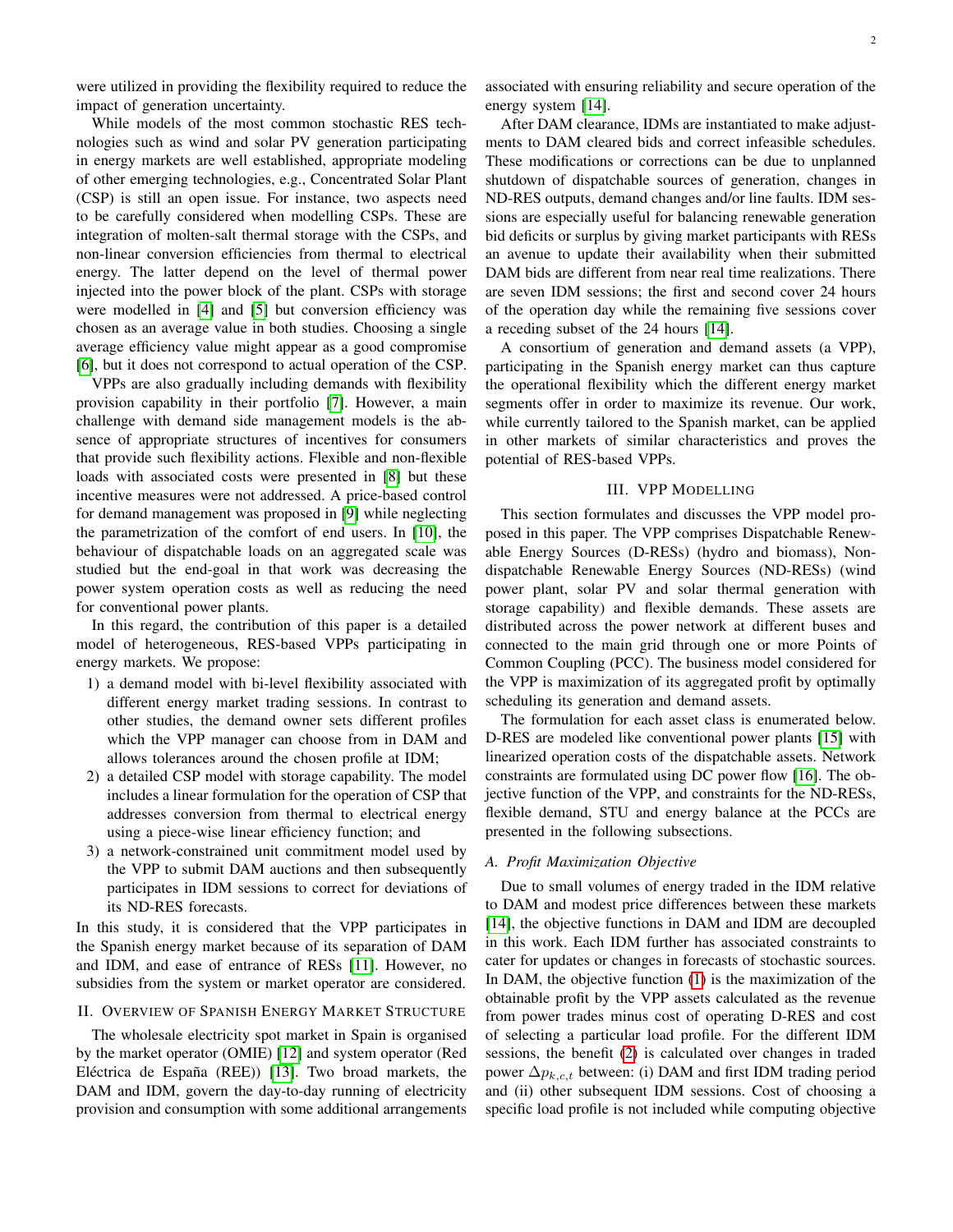were utilized in providing the flexibility required to reduce the impact of generation uncertainty.

While models of the most common stochastic RES technologies such as wind and solar PV generation participating in energy markets are well established, appropriate modeling of other emerging technologies, e.g., Concentrated Solar Plant (CSP) is still an open issue. For instance, two aspects need to be carefully considered when modelling CSPs. These are integration of molten-salt thermal storage with the CSPs, and non-linear conversion efficiencies from thermal to electrical energy. The latter depend on the level of thermal power injected into the power block of the plant. CSPs with storage were modelled in [4] and [5] but conversion efficiency was chosen as an average value in both studies. Choosing a single average efficiency value might appear as a good compromise [6], but it does not correspond to actual operation of the CSP.

VPPs are also gradually including demands with flexibility provision capability in their portfolio [7]. However, a main challenge with demand side management models is the absence of appropriate structures of incentives for consumers that provide such flexibility actions. Flexible and non-flexible loads with associated costs were presented in [8] but these incentive measures were not addressed. A price-based control for demand management was proposed in [9] while neglecting the parametrization of the comfort of end users. In [10], the behaviour of dispatchable loads on an aggregated scale was studied but the end-goal in that work was decreasing the power system operation costs as well as reducing the need for conventional power plants.

In this regard, the contribution of this paper is a detailed model of heterogeneous, RES-based VPPs participating in energy markets. We propose:

1) a demand model with bi-level flexibility associated with different energy market trading sessions. In contrast to other studies, the demand owner sets different profiles which the VPP manager can choose from in DAM and allows tolerances around the chosen profile at IDM;
2) a detailed CSP model with storage capability. The model includes a linear formulation for the operation of CSP that addresses conversion from thermal to electrical energy using a piece-wise linear efficiency function; and
3) a network-constrained unit commitment model used by the VPP to submit DAM auctions and then subsequently participates in IDM sessions to correct for deviations of its ND-RES forecasts.

In this study, it is considered that the VPP participates in the Spanish energy market because of its separation of DAM and IDM, and ease of entrance of RESs [11]. However, no subsidies from the system or market operator are considered.

## II. Overview of Spanish Energy Market Structure

The wholesale electricity spot market in Spain is organised by the market operator (OMIE) [12] and system operator (Red Eléctrica de España (REE)) [13]. Two broad markets, the DAM and IDM, govern the day-to-day running of electricity provision and consumption with some additional arrangements associated with ensuring reliability and secure operation of the energy system [14].

After DAM clearance, IDMs are instantiated to make adjustments to DAM cleared bids and correct infeasible schedules. These modifications or corrections can be due to unplanned shutdown of dispatchable sources of generation, changes in ND-RES outputs, demand changes and/or line faults. IDM sessions are especially useful for balancing renewable generation bid deficits or surplus by giving market participants with RESs an avenue to update their availability when their submitted DAM bids are different from near real time realizations. There are seven IDM sessions; the first and second cover 24 hours of the operation day while the remaining five sessions cover a receding subset of the 24 hours [14].

A consortium of generation and demand assets (a VPP), participating in the Spanish energy market can thus capture the operational flexibility which the different energy market segments offer in order to maximize its revenue. Our work, while currently tailored to the Spanish market, can be applied in other markets of similar characteristics and proves the potential of RES-based VPPs.

## III. VPP Modelling

This section formulates and discusses the VPP model proposed in this paper. The VPP comprises Dispatchable Renewable Energy Sources (D-RESs) (hydro and biomass), Non-dispatchable Renewable Energy Sources (ND-RESs) (wind power plant, solar PV and solar thermal generation with storage capability) and flexible demands. These assets are distributed across the power network at different buses and connected to the main grid through one or more Points of Common Coupling (PCC). The business model considered for the VPP is maximization of its aggregated profit by optimally scheduling its generation and demand assets.

The formulation for each asset class is enumerated below. D-RES are modeled like conventional power plants [15] with linearized operation costs of the dispatchable assets. Network constraints are formulated using DC power flow [16]. The objective function of the VPP, and constraints for the ND-RESs, flexible demand, STU and energy balance at the PCCs are presented in the following subsections.

### A. Profit Maximization Objective

Due to small volumes of energy traded in the IDM relative to DAM and modest price differences between these markets [14], the objective functions in DAM and IDM are decoupled in this work. Each IDM further has associated constraints to cater for updates or changes in forecasts of stochastic sources. In DAM, the objective function (1) is the maximization of the obtainable profit by the VPP assets calculated as the revenue from power trades minus cost of operating D-RES and cost of selecting a particular load profile. For the different IDM sessions, the benefit (2) is calculated over changes in traded power $\Delta p_{k,c,t}$ between: (i) DAM and first IDM trading period and (ii) other subsequent IDM sessions. Cost of choosing a specific load profile is not included while computing objective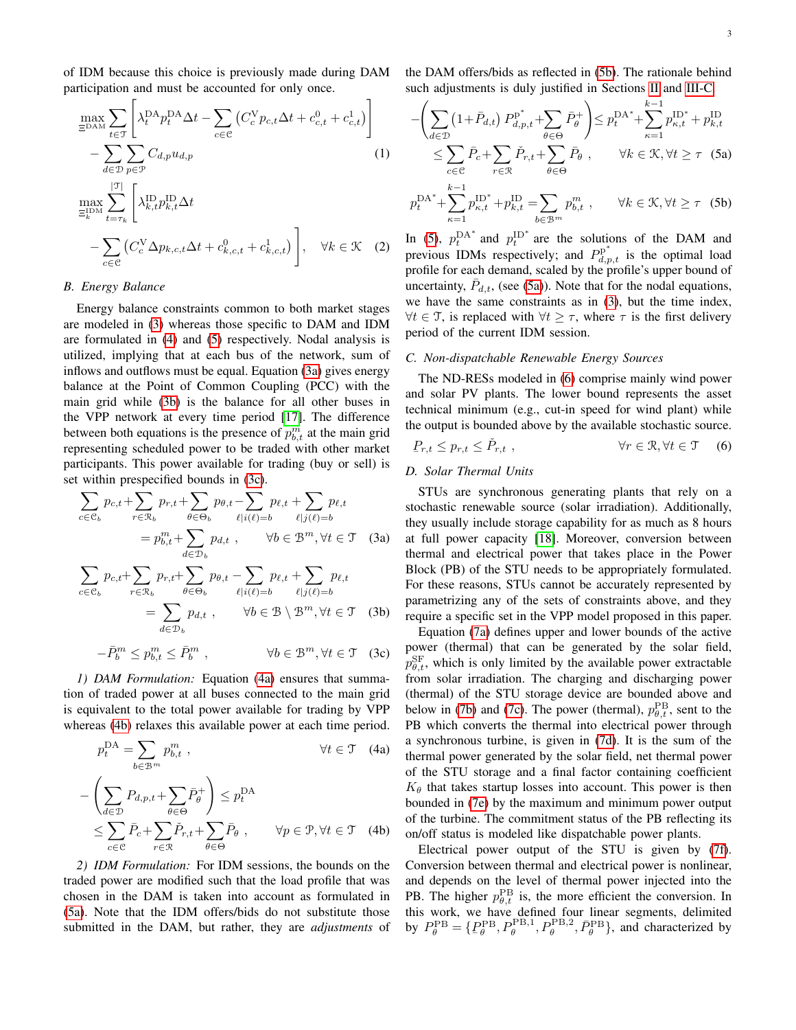of IDM because this choice is previously made during DAM participation and must be accounted for only once.

$$\max_{\Xi^{\text{DAM}}} \sum_{t\in\mathcal{T}} \left[ \lambda_t^{\text{DA}} p_t^{\text{DA}} \Delta t - \sum_{c\in\mathcal{C}} \left( C_c^{\text{V}} p_{c,t} \Delta t + c_{c,t}^{0} + c_{c,t}^{1} \right) \right] - \sum_{d\in\mathcal{D}} \sum_{p\in\mathcal{P}} C_{d,p} u_{d,p} \tag{1}$$

$$\max_{\Xi_k^{\text{IDM}}} \sum_{t=\tau_k}^{|\mathcal{T}|} \left[ \lambda_{k,t}^{\text{ID}} p_{k,t}^{\text{ID}} \Delta t - \sum_{c\in\mathcal{C}} \left( C_c^{\text{V}} \Delta p_{k,c,t} \Delta t + c_{k,c,t}^{0} + c_{k,c,t}^{1} \right) \right], \quad \forall k \in \mathcal{K} \tag{2}$$

### B. Energy Balance

Energy balance constraints common to both market stages are modeled in (3) whereas those specific to DAM and IDM are formulated in (4) and (5) respectively. Nodal analysis is utilized, implying that at each bus of the network, sum of inflows and outflows must be equal. Equation (3a) gives energy balance at the Point of Common Coupling (PCC) with the main grid while (3b) is the balance for all other buses in the VPP network at every time period [17]. The difference between both equations is the presence of $p_{b,t}^{m}$ at the main grid representing scheduled power to be traded with other market participants. This power available for trading (buy or sell) is set within prespecified bounds in (3c).

$$\sum_{c\in\mathcal{C}_b} p_{c,t} + \sum_{r\in\mathcal{R}_b} p_{r,t} + \sum_{\theta\in\Theta_b} p_{\theta,t} - \sum_{\ell|i(\ell)=b} p_{\ell,t} + \sum_{\ell|j(\ell)=b} p_{\ell,t} = p_{b,t}^{m} + \sum_{d\in\mathcal{D}_b} p_{d,t} \ , \quad \forall b \in \mathcal{B}^m, \forall t \in \mathcal{T} \tag{3a}$$

$$\sum_{c\in\mathcal{C}_b} p_{c,t} + \sum_{r\in\mathcal{R}_b} p_{r,t} + \sum_{\theta\in\Theta_b} p_{\theta,t} - \sum_{\ell|i(\ell)=b} p_{\ell,t} + \sum_{\ell|j(\ell)=b} p_{\ell,t} = \sum_{d\in\mathcal{D}_b} p_{d,t} \ , \quad \forall b \in \mathcal{B} \setminus \mathcal{B}^m, \forall t \in \mathcal{T} \tag{3b}$$

$$-\bar{P}_b^m \le p_{b,t}^m \le \bar{P}_b^m \ , \quad \forall b \in \mathcal{B}^m, \forall t \in \mathcal{T} \tag{3c}$$

*1) DAM Formulation:* Equation (4a) ensures that summation of traded power at all buses connected to the main grid is equivalent to the total power available for trading by VPP whereas (4b) relaxes this available power at each time period.

$$p_t^{\text{DA}} = \sum_{b\in\mathcal{B}^m} p_{b,t}^m \ , \quad \forall t \in \mathcal{T} \tag{4a}$$

$$-\left( \sum_{d\in\mathcal{D}} P_{d,p,t} + \sum_{\theta\in\Theta} \bar{P}_\theta^{+} \right) \le p_t^{\text{DA}} \le \sum_{c\in\mathcal{C}} \bar{P}_c + \sum_{r\in\mathcal{R}} \check{P}_{r,t} + \sum_{\theta\in\Theta} \bar{P}_\theta \ , \quad \forall p \in \mathcal{P}, \forall t \in \mathcal{T} \tag{4b}$$

*2) IDM Formulation:* For IDM sessions, the bounds on the traded power are modified such that the load profile that was chosen in the DAM is taken into account as formulated in (5a). Note that the IDM offers/bids do not substitute those submitted in the DAM, but rather, they are *adjustments* of the DAM offers/bids as reflected in (5b). The rationale behind such adjustments is duly justified in Sections II and III-C.

$$-\left( \sum_{d\in\mathcal{D}} (1+\bar{P}_{d,t})\, P_{d,p,t}^{\text{P}^*} + \sum_{\theta\in\Theta} \bar{P}_\theta^{+} \right) \le p_t^{\text{DA}^*} + \sum_{\kappa=1}^{k-1} p_{\kappa,t}^{\text{ID}^*} + p_{k,t}^{\text{ID}} \le \sum_{c\in\mathcal{C}} \bar{P}_c + \sum_{r\in\mathcal{R}} \check{P}_{r,t} + \sum_{\theta\in\Theta} \bar{P}_\theta \ , \quad \forall k \in \mathcal{K}, \forall t \ge \tau \tag{5a}$$

$$p_t^{\text{DA}^*} + \sum_{\kappa=1}^{k-1} p_{\kappa,t}^{\text{ID}^*} + p_{k,t}^{\text{ID}} = \sum_{b\in\mathcal{B}^m} p_{b,t}^m \ , \quad \forall k \in \mathcal{K}, \forall t \ge \tau \tag{5b}$$

In (5), $p_t^{\text{DA}^*}$ and $p_t^{\text{ID}^*}$ are the solutions of the DAM and previous IDMs respectively; and $P_{d,p,t}^{\text{P}^*}$ is the optimal load profile for each demand, scaled by the profile's upper bound of uncertainty, $\bar{P}_{d,t}$, (see (5a)). Note that for the nodal equations, we have the same constraints as in (3), but the time index, $\forall t \in \mathcal{T}$, is replaced with $\forall t \ge \tau$, where $\tau$ is the first delivery period of the current IDM session.

### C. Non-dispatchable Renewable Energy Sources

The ND-RESs modeled in (6) comprise mainly wind power and solar PV plants. The lower bound represents the asset technical minimum (e.g., cut-in speed for wind plant) while the output is bounded above by the available stochastic source.

$$\underline{P}_{r,t} \le p_{r,t} \le \check{P}_{r,t} \ , \quad \forall r \in \mathcal{R}, \forall t \in \mathcal{T} \tag{6}$$

### D. Solar Thermal Units

STUs are synchronous generating plants that rely on a stochastic renewable source (solar irradiation). Additionally, they usually include storage capability for as much as 8 hours at full power capacity [18]. Moreover, conversion between thermal and electrical power that takes place in the Power Block (PB) of the STU needs to be appropriately formulated. For these reasons, STUs cannot be accurately represented by parametrizing any of the sets of constraints above, and they require a specific set in the VPP model proposed in this paper.

Equation (7a) defines upper and lower bounds of the active power (thermal) that can be generated by the solar field, $p_{\theta,t}^{\text{SF}}$, which is only limited by the available power extractable from solar irradiation. The charging and discharging power (thermal) of the STU storage device are bounded above and below in (7b) and (7c). The power (thermal), $p_{\theta,t}^{\text{PB}}$, sent to the PB which converts the thermal into electrical power through a synchronous turbine, is given in (7d). It is the sum of the thermal power generated by the solar field, net thermal power of the STU storage and a final factor containing coefficient $K_\theta$ that takes startup losses into account. This power is then bounded in (7e) by the maximum and minimum power output of the turbine. The commitment status of the PB reflecting its on/off status is modeled like dispatchable power plants.

Electrical power output of the STU is given by (7f). Conversion between thermal and electrical power is nonlinear, and depends on the level of thermal power injected into the PB. The higher $p_{\theta,t}^{\text{PB}}$ is, the more efficient the conversion. In this work, we have defined four linear segments, delimited by $P_\theta^{\text{PB}} = \{\underline{P}_\theta^{\text{PB}}, P_\theta^{\text{PB},1}, P_\theta^{\text{PB},2}, \bar{P}_\theta^{\text{PB}}\}$, and characterized by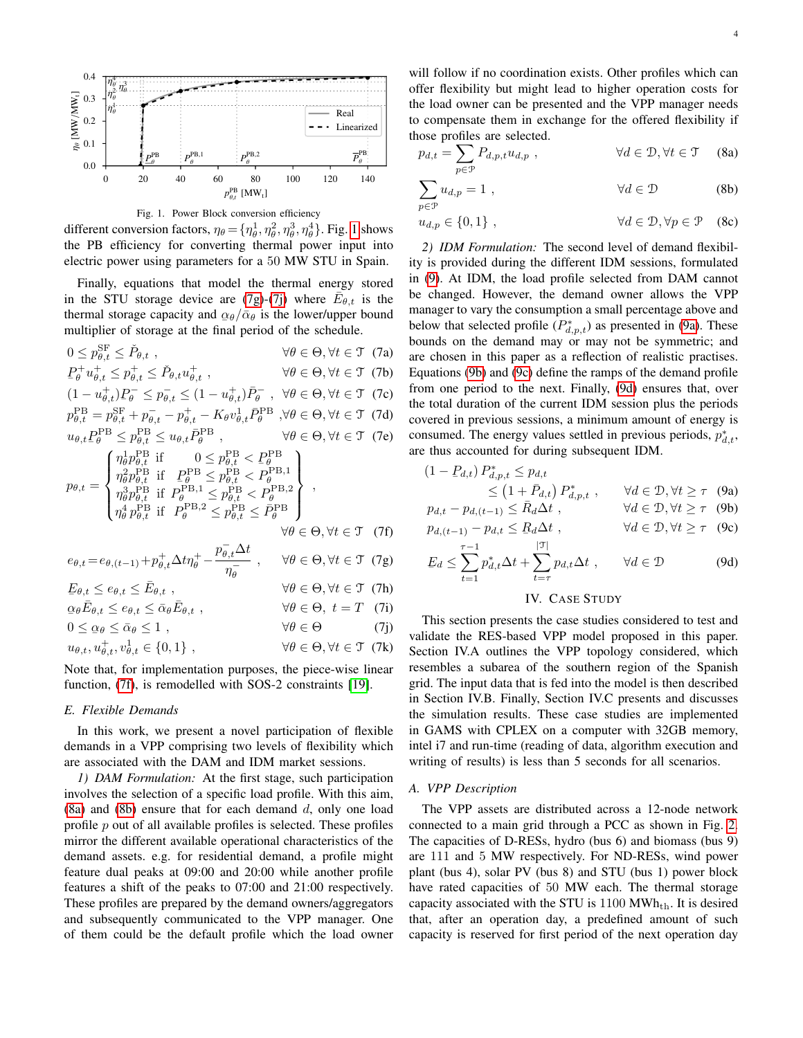Fig. 1. Power Block conversion efficiency

different conversion factors, $\eta_\theta = \{\eta_\theta^1, \eta_\theta^2, \eta_\theta^3, \eta_\theta^4\}$. Fig. 1 shows the PB efficiency for converting thermal power input into electric power using parameters for a 50 MW STU in Spain.

Finally, equations that model the thermal energy stored in the STU storage device are (7g)-(7j) where $\bar{E}_{\theta,t}$ is the thermal storage capacity and $\underline{\alpha}_\theta/\bar{\alpha}_\theta$ is the lower/upper bound multiplier of storage at the final period of the schedule.

$$0 \le p_{\theta,t}^{\mathrm{SF}} \le \check{P}_{\theta,t} \;, \qquad \forall \theta \in \Theta, \forall t \in \mathcal{T} \quad (7a)$$

$$\underline{P}_\theta^{+} u_{\theta,t}^{+} \le p_{\theta,t}^{+} \le \check{P}_{\theta,t} u_{\theta,t}^{+} \;, \qquad \forall \theta \in \Theta, \forall t \in \mathcal{T} \quad (7b)$$

$$(1-u_{\theta,t}^{+})\underline{P}_\theta^{-} \le p_{\theta,t}^{-} \le (1-u_{\theta,t}^{+})\bar{P}_\theta^{-} \;, \qquad \forall \theta \in \Theta, \forall t \in \mathcal{T} \quad (7c)$$

$$p_{\theta,t}^{\mathrm{PB}} = p_{\theta,t}^{\mathrm{SF}} + p_{\theta,t}^{-} - p_{\theta,t}^{+} - K_\theta v_{\theta,t}^{1} \bar{P}_\theta^{\mathrm{PB}} \;, \qquad \forall \theta \in \Theta, \forall t \in \mathcal{T} \quad (7d)$$

$$u_{\theta,t}\underline{P}_\theta^{\mathrm{PB}} \le p_{\theta,t}^{\mathrm{PB}} \le u_{\theta,t}\bar{P}_\theta^{\mathrm{PB}} \;, \qquad \forall \theta \in \Theta, \forall t \in \mathcal{T} \quad (7e)$$

$$p_{\theta,t} = \begin{Bmatrix} \eta_\theta^1 p_{\theta,t}^{\mathrm{PB}} & \text{if} & 0 \le p_{\theta,t}^{\mathrm{PB}} < \underline{P}_\theta^{\mathrm{PB}} \\ \eta_\theta^2 p_{\theta,t}^{\mathrm{PB}} & \text{if} & \underline{P}_\theta^{\mathrm{PB}} \le p_{\theta,t}^{\mathrm{PB}} < P_\theta^{\mathrm{PB},1} \\ \eta_\theta^3 p_{\theta,t}^{\mathrm{PB}} & \text{if} & P_\theta^{\mathrm{PB},1} \le p_{\theta,t}^{\mathrm{PB}} < P_\theta^{\mathrm{PB},2} \\ \eta_\theta^4 p_{\theta,t}^{\mathrm{PB}} & \text{if} & P_\theta^{\mathrm{PB},2} \le p_{\theta,t}^{\mathrm{PB}} \le \bar{P}_\theta^{\mathrm{PB}} \end{Bmatrix} \;, \qquad \forall \theta \in \Theta, \forall t \in \mathcal{T} \quad (7f)$$

$$e_{\theta,t} = e_{\theta,(t-1)} + p_{\theta,t}^{+} \Delta t \eta_\theta^{+} - \frac{p_{\theta,t}^{-}\Delta t}{\eta_\theta^{-}} \;, \qquad \forall \theta \in \Theta, \forall t \in \mathcal{T} \quad (7g)$$

$$\underline{E}_{\theta,t} \le e_{\theta,t} \le \bar{E}_{\theta,t} \;, \qquad \forall \theta \in \Theta, \forall t \in \mathcal{T} \quad (7h)$$

$$\underline{\alpha}_\theta \bar{E}_{\theta,t} \le e_{\theta,t} \le \bar{\alpha}_\theta \bar{E}_{\theta,t} \;, \qquad \forall \theta \in \Theta, \; t = T \quad (7i)$$

$$0 \le \underline{\alpha}_\theta \le \bar{\alpha}_\theta \le 1 \;, \qquad \forall \theta \in \Theta \quad (7j)$$

$$u_{\theta,t}, u_{\theta,t}^{+}, v_{\theta,t}^{1} \in \{0,1\} \;, \qquad \forall \theta \in \Theta, \forall t \in \mathcal{T} \quad (7k)$$

Note that, for implementation purposes, the piece-wise linear function, (7f), is remodelled with SOS-2 constraints [19].

### E. Flexible Demands

In this work, we present a novel participation of flexible demands in a VPP comprising two levels of flexibility which are associated with the DAM and IDM market sessions.

*1) DAM Formulation:* At the first stage, such participation involves the selection of a specific load profile. With this aim, (8a) and (8b) ensure that for each demand $d$, only one load profile $p$ out of all available profiles is selected. These profiles mirror the different available operational characteristics of the demand assets. e.g. for residential demand, a profile might feature dual peaks at 09:00 and 20:00 while another profile features a shift of the peaks to 07:00 and 21:00 respectively. These profiles are prepared by the demand owners/aggregators and subsequently communicated to the VPP manager. One of them could be the default profile which the load owner will follow if no coordination exists. Other profiles which can offer flexibility but might lead to higher operation costs for the load owner can be presented and the VPP manager needs to compensate them in exchange for the offered flexibility if those profiles are selected.

$$p_{d,t} = \sum_{p \in \mathcal{P}} P_{d,p,t} u_{d,p} \;, \qquad \forall d \in \mathcal{D}, \forall t \in \mathcal{T} \quad (8a)$$

$$\sum_{p \in \mathcal{P}} u_{d,p} = 1 \;, \qquad \forall d \in \mathcal{D} \quad (8b)$$

$$u_{d,p} \in \{0,1\} \;, \qquad \forall d \in \mathcal{D}, \forall p \in \mathcal{P} \quad (8c)$$

*2) IDM Formulation:* The second level of demand flexibility is provided during the different IDM sessions, formulated in (9). At IDM, the load profile selected from DAM cannot be changed. However, the demand owner allows the VPP manager to vary the consumption a small percentage above and below that selected profile ($P_{d,p,t}^{*}$) as presented in (9a). These bounds on the demand may or may not be symmetric; and are chosen in this paper as a reflection of realistic practises. Equations (9b) and (9c) define the ramps of the demand profile from one period to the next. Finally, (9d) ensures that, over the total duration of the current IDM session plus the periods covered in previous sessions, a minimum amount of energy is consumed. The energy values settled in previous periods, $p_{d,t}^{*}$, are thus accounted for during subsequent IDM.

$$\left(1 - \underline{P}_{d,t}\right) P_{d,p,t}^{*} \le p_{d,t} \le \left(1 + \bar{P}_{d,t}\right) P_{d,p,t}^{*} \;, \qquad \forall d \in \mathcal{D}, \forall t \ge \tau \quad (9a)$$

$$p_{d,t} - p_{d,(t-1)} \le \bar{R}_d \Delta t \;, \qquad \forall d \in \mathcal{D}, \forall t \ge \tau \quad (9b)$$

$$p_{d,(t-1)} - p_{d,t} \le \underline{R}_d \Delta t \;, \qquad \forall d \in \mathcal{D}, \forall t \ge \tau \quad (9c)$$

$$\underline{E}_d \le \sum_{t=1}^{\tau-1} p_{d,t}^{*} \Delta t + \sum_{t=\tau}^{|\mathcal{T}|} p_{d,t} \Delta t \;, \qquad \forall d \in \mathcal{D} \quad (9d)$$

## IV. Case Study

This section presents the case studies considered to test and validate the RES-based VPP model proposed in this paper. Section IV.A outlines the VPP topology considered, which resembles a subarea of the southern region of the Spanish grid. The input data that is fed into the model is then described in Section IV.B. Finally, Section IV.C presents and discusses the simulation results. These case studies are implemented in GAMS with CPLEX on a computer with 32GB memory, intel i7 and run-time (reading of data, algorithm execution and writing of results) is less than 5 seconds for all scenarios.

### A. VPP Description

The VPP assets are distributed across a 12-node network connected to a main grid through a PCC as shown in Fig. 2. The capacities of D-RESs, hydro (bus 6) and biomass (bus 9) are 111 and 5 MW respectively. For ND-RESs, wind power plant (bus 4), solar PV (bus 8) and STU (bus 1) power block have rated capacities of 50 MW each. The thermal storage capacity associated with the STU is 1100 $\mathrm{MWh_{th}}$. It is desired that, after an operation day, a predefined amount of such capacity is reserved for first period of the next operation day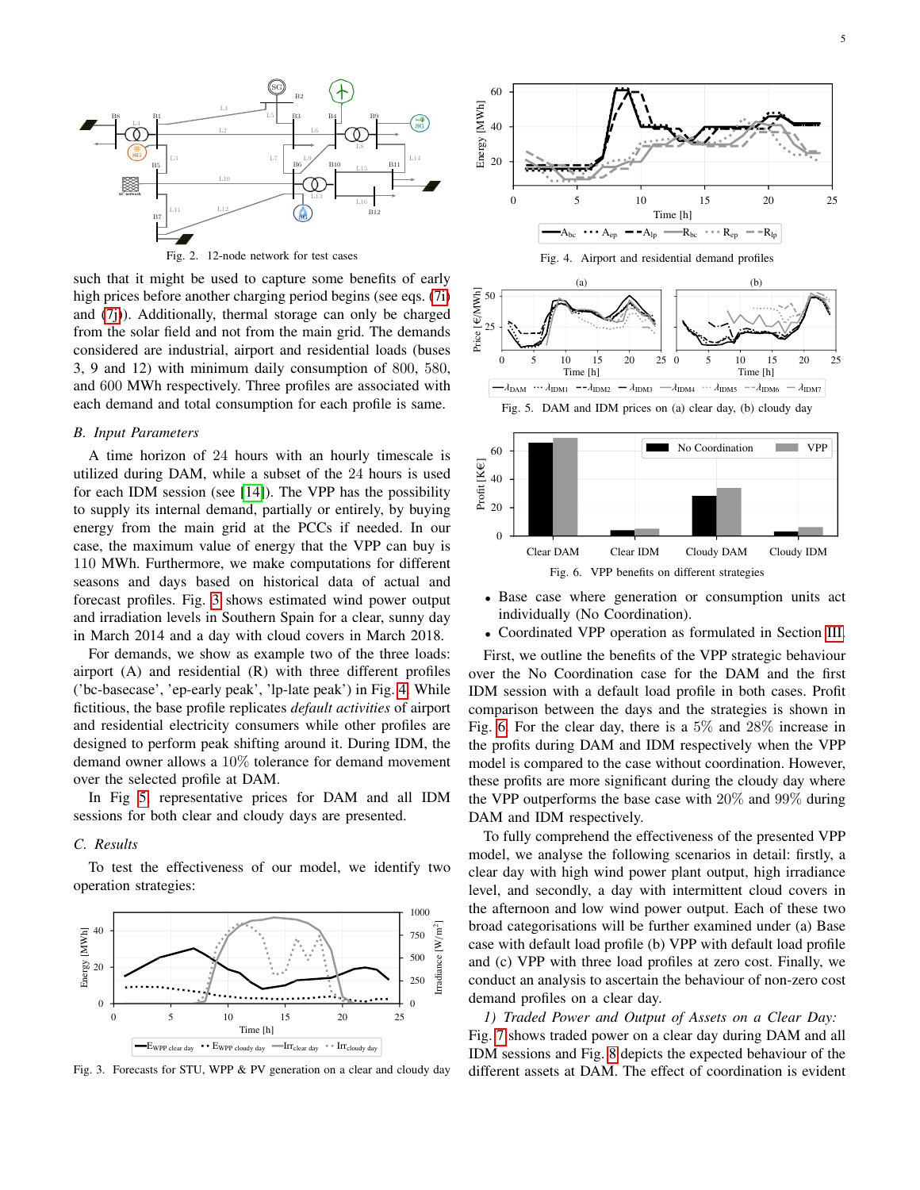Fig. 2. 12-node network for test cases

such that it might be used to capture some benefits of early high prices before another charging period begins (see eqs. (7i) and (7j)). Additionally, thermal storage can only be charged from the solar field and not from the main grid. The demands considered are industrial, airport and residential loads (buses 3, 9 and 12) with minimum daily consumption of 800, 580, and 600 MWh respectively. Three profiles are associated with each demand and total consumption for each profile is same.

## B. Input Parameters

A time horizon of 24 hours with an hourly timescale is utilized during DAM, while a subset of the 24 hours is used for each IDM session (see [14]). The VPP has the possibility to supply its internal demand, partially or entirely, by buying energy from the main grid at the PCCs if needed. In our case, the maximum value of energy that the VPP can buy is 110 MWh. Furthermore, we make computations for different seasons and days based on historical data of actual and forecast profiles. Fig. 3 shows estimated wind power output and irradiation levels in Southern Spain for a clear, sunny day in March 2014 and a day with cloud covers in March 2018.

For demands, we show as example two of the three loads: airport (A) and residential (R) with three different profiles ('bc-basecase', 'ep-early peak', 'lp-late peak') in Fig. 4. While fictitious, the base profile replicates *default activities* of airport and residential electricity consumers while other profiles are designed to perform peak shifting around it. During IDM, the demand owner allows a 10% tolerance for demand movement over the selected profile at DAM.

In Fig 5, representative prices for DAM and all IDM sessions for both clear and cloudy days are presented.

## C. Results

To test the effectiveness of our model, we identify two operation strategies:

Fig. 3. Forecasts for STU, WPP & PV generation on a clear and cloudy day

Fig. 4. Airport and residential demand profiles

Fig. 5. DAM and IDM prices on (a) clear day, (b) cloudy day

Fig. 6. VPP benefits on different strategies

- Base case where generation or consumption units act individually (No Coordination).
- Coordinated VPP operation as formulated in Section III.

First, we outline the benefits of the VPP strategic behaviour over the No Coordination case for the DAM and the first IDM session with a default load profile in both cases. Profit comparison between the days and the strategies is shown in Fig. 6. For the clear day, there is a 5% and 28% increase in the profits during DAM and IDM respectively when the VPP model is compared to the case without coordination. However, these profits are more significant during the cloudy day where the VPP outperforms the base case with 20% and 99% during DAM and IDM respectively.

To fully comprehend the effectiveness of the presented VPP model, we analyse the following scenarios in detail: firstly, a clear day with high wind power plant output, high irradiance level, and secondly, a day with intermittent cloud covers in the afternoon and low wind power output. Each of these two broad categorisations will be further examined under (a) Base case with default load profile (b) VPP with default load profile and (c) VPP with three load profiles at zero cost. Finally, we conduct an analysis to ascertain the behaviour of non-zero cost demand profiles on a clear day.

### *1) Traded Power and Output of Assets on a Clear Day:*

Fig. 7 shows traded power on a clear day during DAM and all IDM sessions and Fig. 8 depicts the expected behaviour of the different assets at DAM. The effect of coordination is evident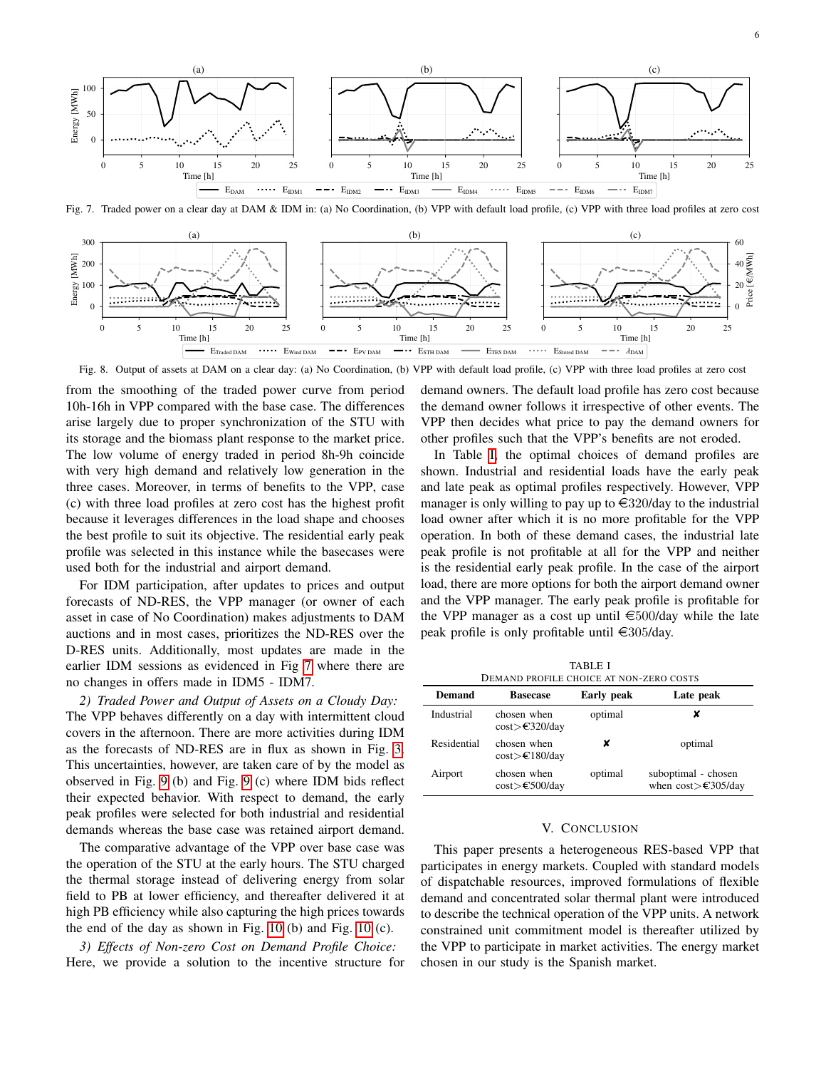Fig. 7. Traded power on a clear day at DAM & IDM in: (a) No Coordination, (b) VPP with default load profile, (c) VPP with three load profiles at zero cost

Fig. 8. Output of assets at DAM on a clear day: (a) No Coordination, (b) VPP with default load profile, (c) VPP with three load profiles at zero cost

from the smoothing of the traded power curve from period 10h-16h in VPP compared with the base case. The differences arise largely due to proper synchronization of the STU with its storage and the biomass plant response to the market price. The low volume of energy traded in period 8h-9h coincide with very high demand and relatively low generation in the three cases. Moreover, in terms of benefits to the VPP, case (c) with three load profiles at zero cost has the highest profit because it leverages differences in the load shape and chooses the best profile to suit its objective. The residential early peak profile was selected in this instance while the basecases were used both for the industrial and airport demand.

For IDM participation, after updates to prices and output forecasts of ND-RES, the VPP manager (or owner of each asset in case of No Coordination) makes adjustments to DAM auctions and in most cases, prioritizes the ND-RES over the D-RES units. Additionally, most updates are made in the earlier IDM sessions as evidenced in Fig 7 where there are no changes in offers made in IDM5 - IDM7.

*2) Traded Power and Output of Assets on a Cloudy Day:* The VPP behaves differently on a day with intermittent cloud covers in the afternoon. There are more activities during IDM as the forecasts of ND-RES are in flux as shown in Fig. 3. This uncertainties, however, are taken care of by the model as observed in Fig. 9 (b) and Fig. 9 (c) where IDM bids reflect their expected behavior. With respect to demand, the early peak profiles were selected for both industrial and residential demands whereas the base case was retained airport demand.

The comparative advantage of the VPP over base case was the operation of the STU at the early hours. The STU charged the thermal storage instead of delivering energy from solar field to PB at lower efficiency, and thereafter delivered it at high PB efficiency while also capturing the high prices towards the end of the day as shown in Fig. 10 (b) and Fig. 10 (c).

*3) Effects of Non-zero Cost on Demand Profile Choice:* Here, we provide a solution to the incentive structure for demand owners. The default load profile has zero cost because the demand owner follows it irrespective of other events. The VPP then decides what price to pay the demand owners for other profiles such that the VPP's benefits are not eroded.

In Table I, the optimal choices of demand profiles are shown. Industrial and residential loads have the early peak and late peak as optimal profiles respectively. However, VPP manager is only willing to pay up to €320/day to the industrial load owner after which it is no more profitable for the VPP operation. In both of these demand cases, the industrial late peak profile is not profitable at all for the VPP and neither is the residential early peak profile. In the case of the airport load, there are more options for both the airport demand owner and the VPP manager. The early peak profile is profitable for the VPP manager as a cost up until €500/day while the late peak profile is only profitable until €305/day.

TABLE I
DEMAND PROFILE CHOICE AT NON-ZERO COSTS

| Demand | Basecase | Early peak | Late peak |
|---|---|---|---|
| Industrial | chosen when cost>€320/day | optimal | ✘ |
| Residential | chosen when cost>€180/day | ✘ | optimal |
| Airport | chosen when cost>€500/day | optimal | suboptimal - chosen when cost>€305/day |

## V. Conclusion

This paper presents a heterogeneous RES-based VPP that participates in energy markets. Coupled with standard models of dispatchable resources, improved formulations of flexible demand and concentrated solar thermal plant were introduced to describe the technical operation of the VPP units. A network constrained unit commitment model is thereafter utilized by the VPP to participate in market activities. The energy market chosen in our study is the Spanish market.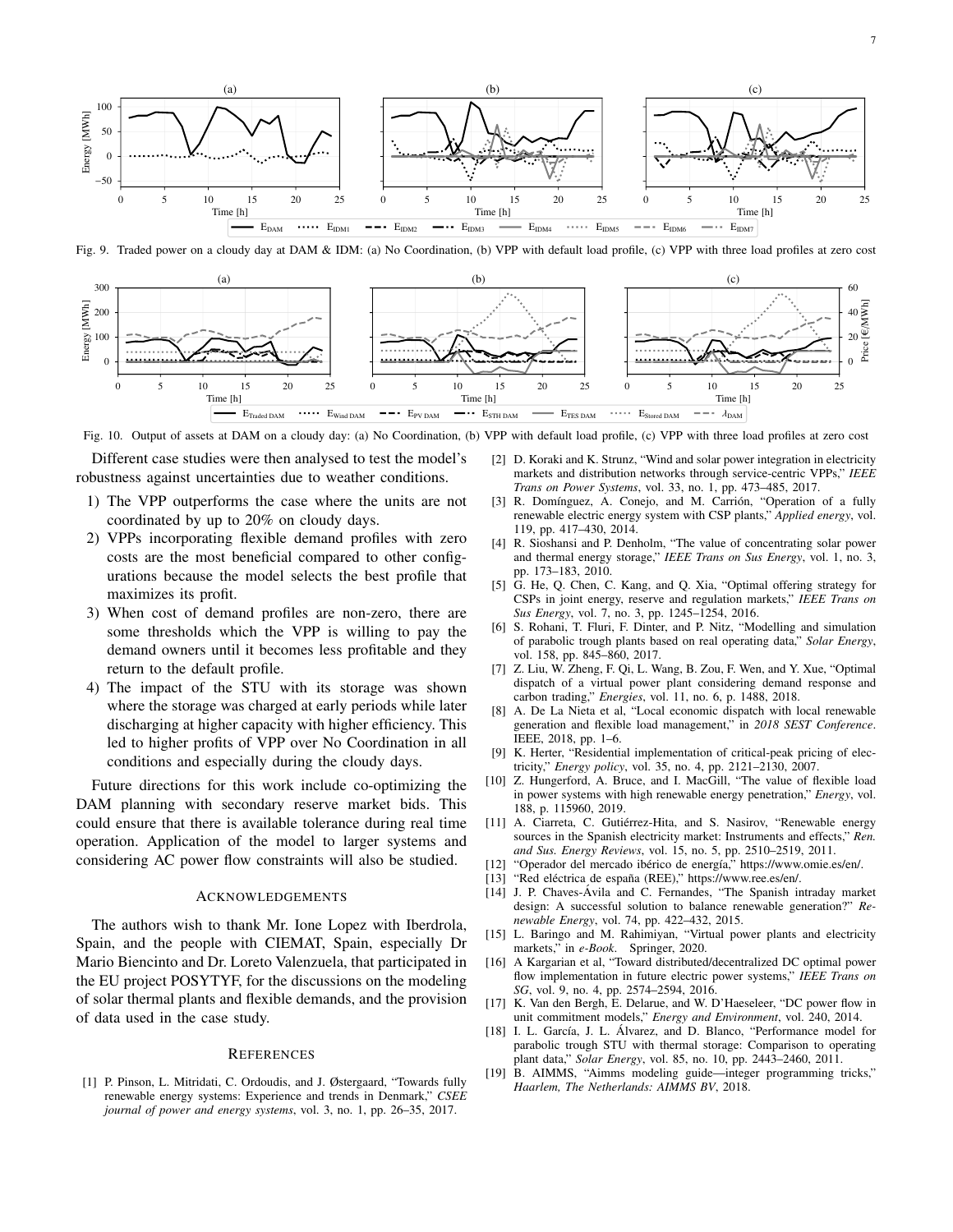(a)

(b)

(c)

Energy [MWh]

100

50

0

−50

0 5 10 15 20 25

Time [h]

$E_{DAM}$ $E_{IDM1}$ $E_{IDM2}$ $E_{IDM3}$ $E_{IDM4}$ $E_{IDM5}$ $E_{IDM6}$ $E_{IDM7}$

Fig. 9. Traded power on a cloudy day at DAM & IDM: (a) No Coordination, (b) VPP with default load profile, (c) VPP with three load profiles at zero cost

(a)

(b)

(c)

Energy [MWh]

300

200

100

0

Price [€/MWh]

60

40

20

0

0 5 10 15 20 25

Time [h]

$E_{Traded\ DAM}$ $E_{Wind\ DAM}$ $E_{PV\ DAM}$ $E_{STH\ DAM}$ $E_{TES\ DAM}$ $E_{Stored\ DAM}$ $\lambda_{DAM}$

Fig. 10. Output of assets at DAM on a cloudy day: (a) No Coordination, (b) VPP with default load profile, (c) VPP with three load profiles at zero cost

Different case studies were then analysed to test the model's robustness against uncertainties due to weather conditions.

1) The VPP outperforms the case where the units are not coordinated by up to 20% on cloudy days.
2) VPPs incorporating flexible demand profiles with zero costs are the most beneficial compared to other configurations because the model selects the best profile that maximizes its profit.
3) When cost of demand profiles are non-zero, there are some thresholds which the VPP is willing to pay the demand owners until it becomes less profitable and they return to the default profile.
4) The impact of the STU with its storage was shown where the storage was charged at early periods while later discharging at higher capacity with higher efficiency. This led to higher profits of VPP over No Coordination in all conditions and especially during the cloudy days.

Future directions for this work include co-optimizing the DAM planning with secondary reserve market bids. This could ensure that there is available tolerance during real time operation. Application of the model to larger systems and considering AC power flow constraints will also be studied.

## Acknowledgements

The authors wish to thank Mr. Ione Lopez with Iberdrola, Spain, and the people with CIEMAT, Spain, especially Dr Mario Biencinto and Dr. Loreto Valenzuela, that participated in the EU project POSYTYF, for the discussions on the modeling of solar thermal plants and flexible demands, and the provision of data used in the case study.

## References

[1] P. Pinson, L. Mitridati, C. Ordoudis, and J. Østergaard, "Towards fully renewable energy systems: Experience and trends in Denmark," *CSEE journal of power and energy systems*, vol. 3, no. 1, pp. 26–35, 2017.

[2] D. Koraki and K. Strunz, "Wind and solar power integration in electricity markets and distribution networks through service-centric VPPs," *IEEE Trans on Power Systems*, vol. 33, no. 1, pp. 473–485, 2017.

[3] R. Domínguez, A. Conejo, and M. Carrión, "Operation of a fully renewable electric energy system with CSP plants," *Applied energy*, vol. 119, pp. 417–430, 2014.

[4] R. Sioshansi and P. Denholm, "The value of concentrating solar power and thermal energy storage," *IEEE Trans on Sus Energy*, vol. 1, no. 3, pp. 173–183, 2010.

[5] G. He, Q. Chen, C. Kang, and Q. Xia, "Optimal offering strategy for CSPs in joint energy, reserve and regulation markets," *IEEE Trans on Sus Energy*, vol. 7, no. 3, pp. 1245–1254, 2016.

[6] S. Rohani, T. Fluri, F. Dinter, and P. Nitz, "Modelling and simulation of parabolic trough plants based on real operating data," *Solar Energy*, vol. 158, pp. 845–860, 2017.

[7] Z. Liu, W. Zheng, F. Qi, L. Wang, B. Zou, F. Wen, and Y. Xue, "Optimal dispatch of a virtual power plant considering demand response and carbon trading," *Energies*, vol. 11, no. 6, p. 1488, 2018.

[8] A. De La Nieta et al, "Local economic dispatch with local renewable generation and flexible load management," in *2018 SEST Conference*. IEEE, 2018, pp. 1–6.

[9] K. Herter, "Residential implementation of critical-peak pricing of electricity," *Energy policy*, vol. 35, no. 4, pp. 2121–2130, 2007.

[10] Z. Hungerford, A. Bruce, and I. MacGill, "The value of flexible load in power systems with high renewable energy penetration," *Energy*, vol. 188, p. 115960, 2019.

[11] A. Ciarreta, C. Gutiérrez-Hita, and S. Nasirov, "Renewable energy sources in the Spanish electricity market: Instruments and effects," *Ren. and Sus. Energy Reviews*, vol. 15, no. 5, pp. 2510–2519, 2011.

[12] "Operador del mercado ibérico de energía," https://www.omie.es/en/.

[13] "Red eléctrica de españa (REE)," https://www.ree.es/en/.

[14] J. P. Chaves-Ávila and C. Fernandes, "The Spanish intraday market design: A successful solution to balance renewable generation?" *Renewable Energy*, vol. 74, pp. 422–432, 2015.

[15] L. Baringo and M. Rahimiyan, "Virtual power plants and electricity markets," in *e-Book*. Springer, 2020.

[16] A Kargarian et al, "Toward distributed/decentralized DC optimal power flow implementation in future electric power systems," *IEEE Trans on SG*, vol. 9, no. 4, pp. 2574–2594, 2016.

[17] K. Van den Bergh, E. Delarue, and W. D'Haeseleer, "DC power flow in unit commitment models," *Energy and Environment*, vol. 240, 2014.

[18] I. L. García, J. L. Álvarez, and D. Blanco, "Performance model for parabolic trough STU with thermal storage: Comparison to operating plant data," *Solar Energy*, vol. 85, no. 10, pp. 2443–2460, 2011.

[19] B. AIMMS, "Aimms modeling guide—integer programming tricks," *Haarlem, The Netherlands: AIMMS BV*, 2018.